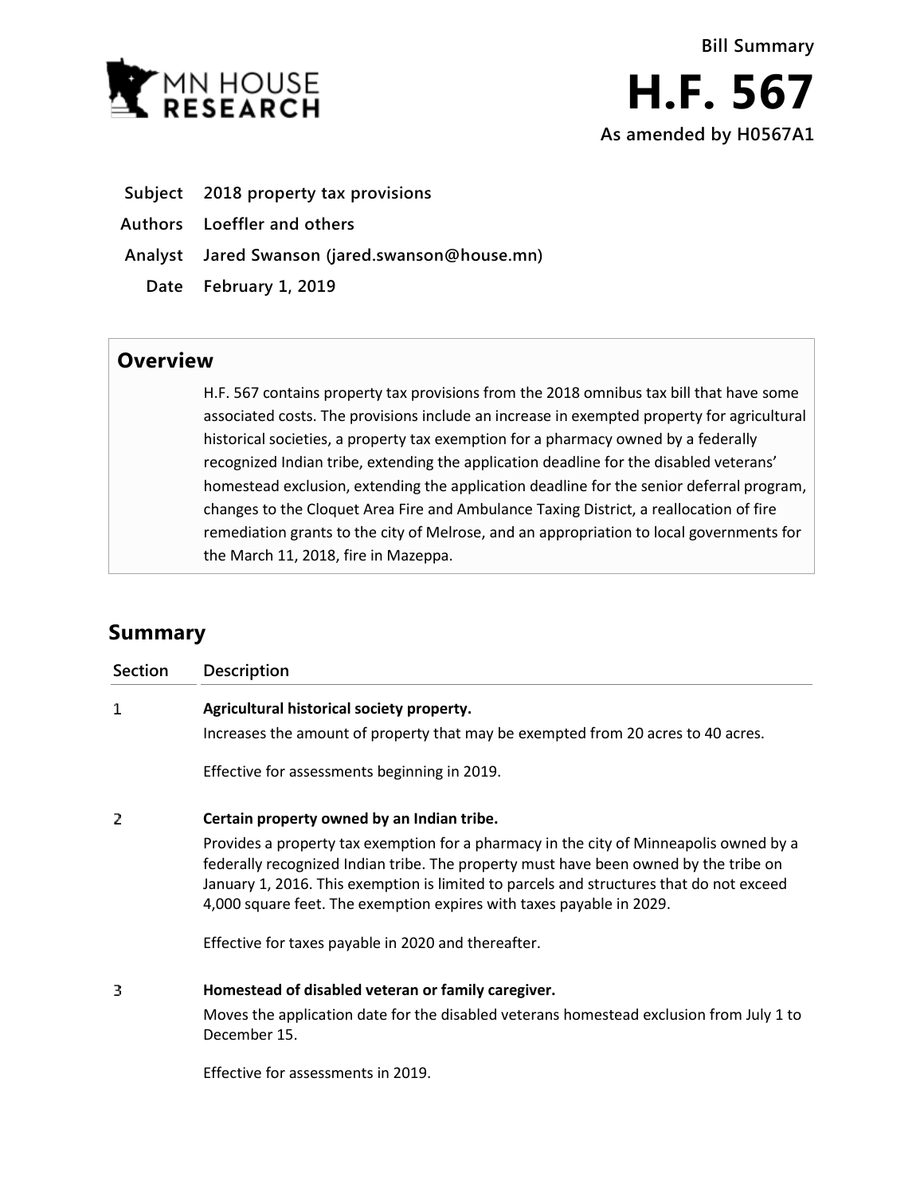MN HOUSE RESEARCH

**Bill Summary**

# H.F. 567

**As amended by H0567A1**

| | |
|---|---|
| **Subject** | **2018 property tax provisions** |
| **Authors** | **Loeffler and others** |
| **Analyst** | **Jared Swanson (jared.swanson@house.mn)** |
| **Date** | **February 1, 2019** |

## Overview

H.F. 567 contains property tax provisions from the 2018 omnibus tax bill that have some associated costs. The provisions include an increase in exempted property for agricultural historical societies, a property tax exemption for a pharmacy owned by a federally recognized Indian tribe, extending the application deadline for the disabled veterans' homestead exclusion, extending the application deadline for the senior deferral program, changes to the Cloquet Area Fire and Ambulance Taxing District, a reallocation of fire remediation grants to the city of Melrose, and an appropriation to local governments for the March 11, 2018, fire in Mazeppa.

## Summary

| Section | Description |
|---|---|
| 1 | **Agricultural historical society property.**<br>Increases the amount of property that may be exempted from 20 acres to 40 acres.<br><br>Effective for assessments beginning in 2019. |
| 2 | **Certain property owned by an Indian tribe.**<br>Provides a property tax exemption for a pharmacy in the city of Minneapolis owned by a federally recognized Indian tribe. The property must have been owned by the tribe on January 1, 2016. This exemption is limited to parcels and structures that do not exceed 4,000 square feet. The exemption expires with taxes payable in 2029.<br><br>Effective for taxes payable in 2020 and thereafter. |
| 3 | **Homestead of disabled veteran or family caregiver.**<br>Moves the application date for the disabled veterans homestead exclusion from July 1 to December 15.<br><br>Effective for assessments in 2019. |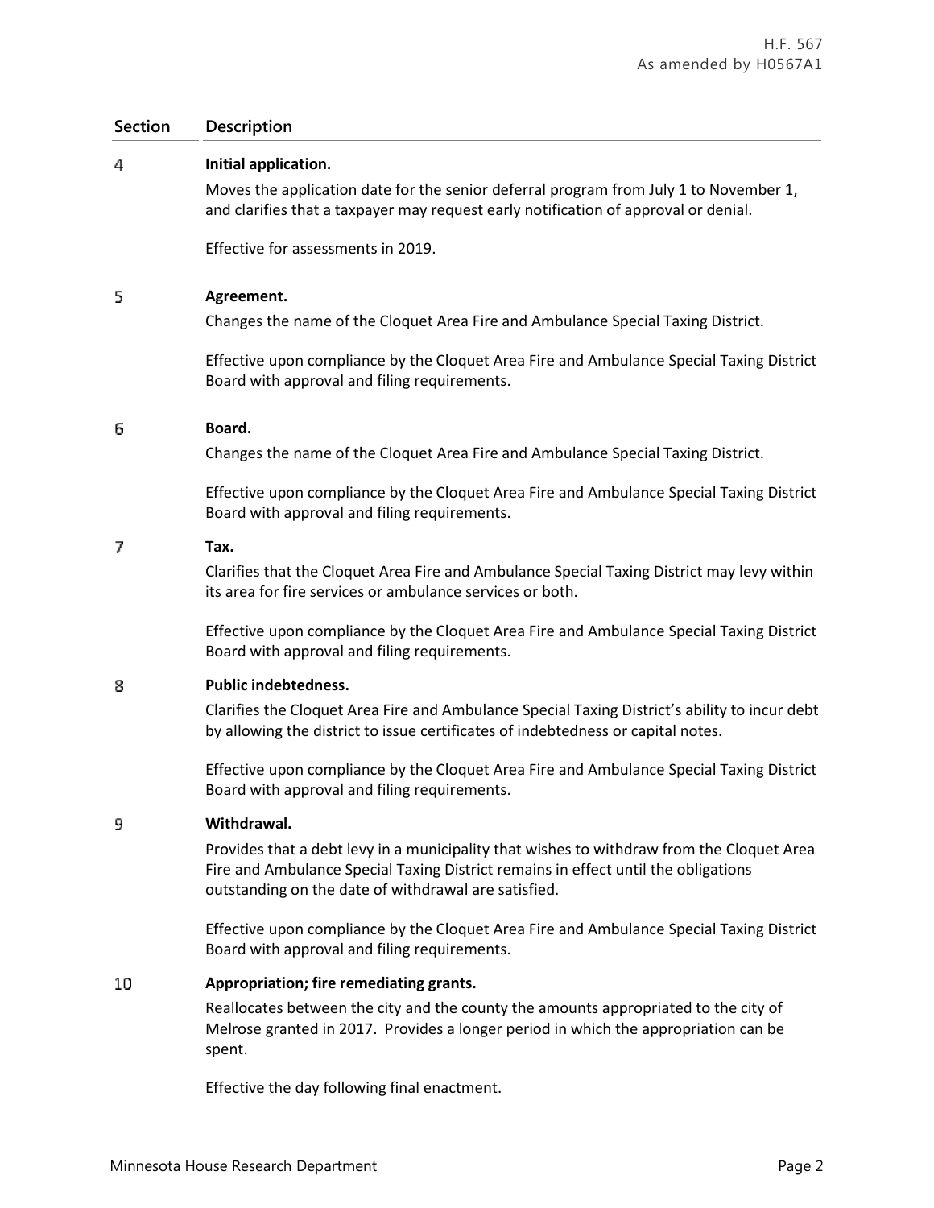| Section | Description |
|---|---|
| 4 | **Initial application.**<br>Moves the application date for the senior deferral program from July 1 to November 1, and clarifies that a taxpayer may request early notification of approval or denial.<br><br>Effective for assessments in 2019. |
| 5 | **Agreement.**<br>Changes the name of the Cloquet Area Fire and Ambulance Special Taxing District.<br><br>Effective upon compliance by the Cloquet Area Fire and Ambulance Special Taxing District Board with approval and filing requirements. |
| 6 | **Board.**<br>Changes the name of the Cloquet Area Fire and Ambulance Special Taxing District.<br><br>Effective upon compliance by the Cloquet Area Fire and Ambulance Special Taxing District Board with approval and filing requirements. |
| 7 | **Tax.**<br>Clarifies that the Cloquet Area Fire and Ambulance Special Taxing District may levy within its area for fire services or ambulance services or both.<br><br>Effective upon compliance by the Cloquet Area Fire and Ambulance Special Taxing District Board with approval and filing requirements. |
| 8 | **Public indebtedness.**<br>Clarifies the Cloquet Area Fire and Ambulance Special Taxing District's ability to incur debt by allowing the district to issue certificates of indebtedness or capital notes.<br><br>Effective upon compliance by the Cloquet Area Fire and Ambulance Special Taxing District Board with approval and filing requirements. |
| 9 | **Withdrawal.**<br>Provides that a debt levy in a municipality that wishes to withdraw from the Cloquet Area Fire and Ambulance Special Taxing District remains in effect until the obligations outstanding on the date of withdrawal are satisfied.<br><br>Effective upon compliance by the Cloquet Area Fire and Ambulance Special Taxing District Board with approval and filing requirements. |
| 10 | **Appropriation; fire remediating grants.**<br>Reallocates between the city and the county the amounts appropriated to the city of Melrose granted in 2017. Provides a longer period in which the appropriation can be spent.<br><br>Effective the day following final enactment. |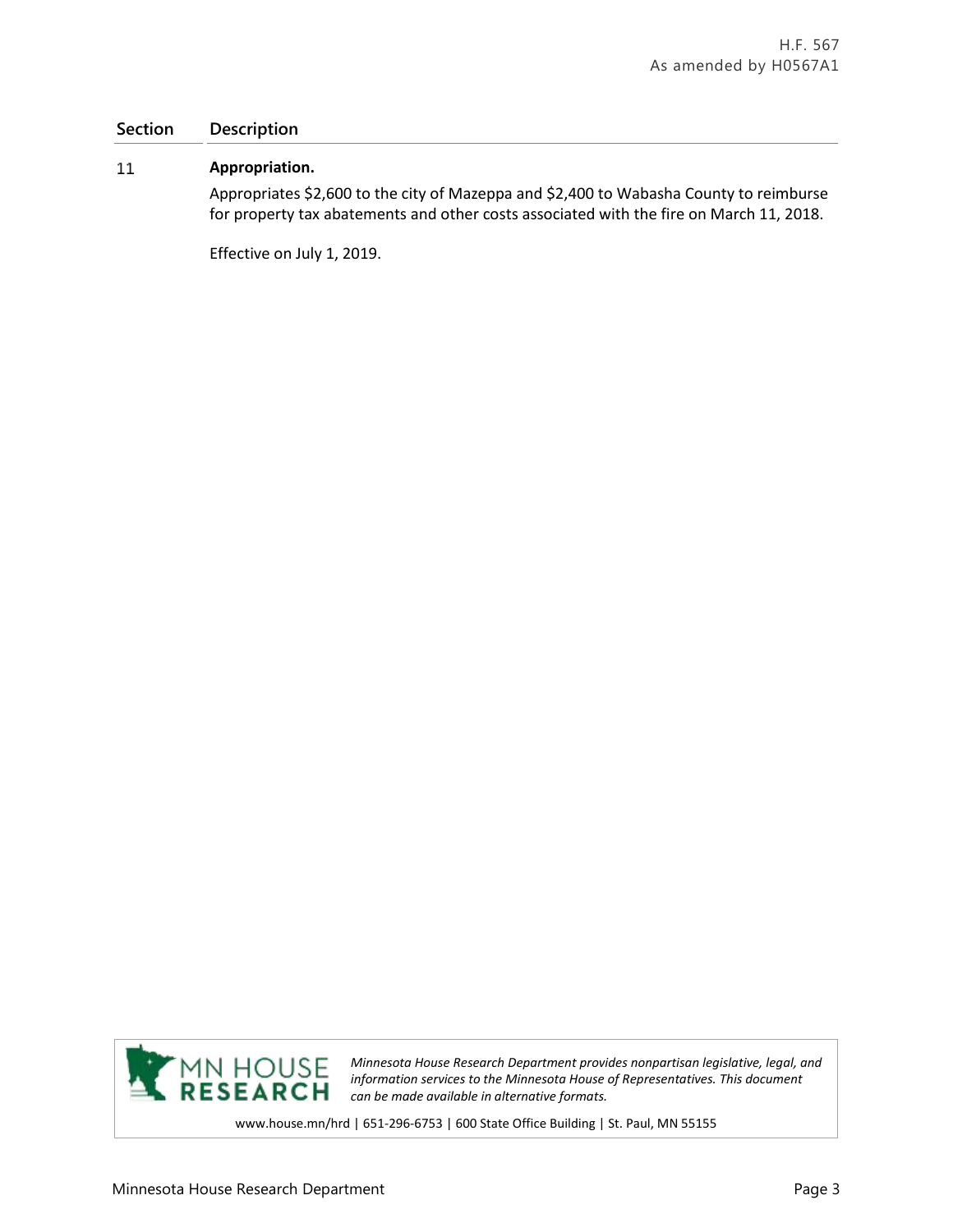| Section | Description |
| --- | --- |
| 11 | **Appropriation.** Appropriates $2,600 to the city of Mazeppa and $2,400 to Wabasha County to reimburse for property tax abatements and other costs associated with the fire on March 11, 2018. Effective on July 1, 2019. |

*Minnesota House Research Department provides nonpartisan legislative, legal, and information services to the Minnesota House of Representatives. This document can be made available in alternative formats.*

www.house.mn/hrd | 651-296-6753 | 600 State Office Building | St. Paul, MN 55155